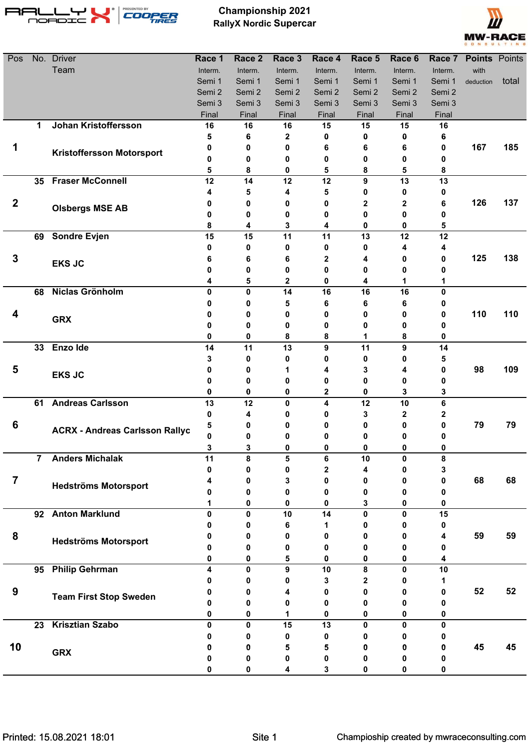# Championship 2021

## RallyX Nordic Supercar

| Pos | No. | Driver / Team | | Race 1 | Race 2 | Race 3 | Race 4 | Race 5 | Race 6 | Race 7 | Points with deduction | Points total |
|---|---|---|---|---|---|---|---|---|---|---|---|---|
| 1 | 1 | Johan Kristoffersson | Interm. | 16 | 16 | 16 | 15 | 15 | 15 | 16 | 167 | 185 |
| | | | Semi 1 | 5 | 6 | 2 | 0 | 0 | 0 | 6 | | |
| | | Kristoffersson Motorsport | Semi 2 | 0 | 0 | 0 | 6 | 6 | 6 | 0 | | |
| | | | Semi 3 | 0 | 0 | 0 | 0 | 0 | 0 | 0 | | |
| | | | Final | 5 | 8 | 0 | 5 | 8 | 5 | 8 | | |
| 2 | 35 | Fraser McConnell | Interm. | 12 | 14 | 12 | 12 | 9 | 13 | 13 | 126 | 137 |
| | | | Semi 1 | 4 | 5 | 4 | 5 | 0 | 0 | 0 | | |
| | | Olsbergs MSE AB | Semi 2 | 0 | 0 | 0 | 0 | 2 | 2 | 6 | | |
| | | | Semi 3 | 0 | 0 | 0 | 0 | 0 | 0 | 0 | | |
| | | | Final | 8 | 4 | 3 | 4 | 0 | 0 | 5 | | |
| 3 | 69 | Sondre Evjen | Interm. | 15 | 15 | 11 | 11 | 13 | 12 | 12 | 125 | 138 |
| | | | Semi 1 | 0 | 0 | 0 | 0 | 0 | 4 | 4 | | |
| | | EKS JC | Semi 2 | 6 | 6 | 6 | 2 | 4 | 0 | 0 | | |
| | | | Semi 3 | 0 | 0 | 0 | 0 | 0 | 0 | 0 | | |
| | | | Final | 4 | 5 | 2 | 0 | 4 | 1 | 1 | | |
| 4 | 68 | Niclas Grönholm | Interm. | 0 | 0 | 14 | 16 | 16 | 16 | 0 | 110 | 110 |
| | | | Semi 1 | 0 | 0 | 5 | 6 | 6 | 6 | 0 | | |
| | | GRX | Semi 2 | 0 | 0 | 0 | 0 | 0 | 0 | 0 | | |
| | | | Semi 3 | 0 | 0 | 0 | 0 | 0 | 0 | 0 | | |
| | | | Final | 0 | 0 | 8 | 8 | 1 | 8 | 0 | | |
| 5 | 33 | Enzo Ide | Interm. | 14 | 11 | 13 | 9 | 11 | 9 | 14 | 98 | 109 |
| | | | Semi 1 | 3 | 0 | 0 | 0 | 0 | 0 | 5 | | |
| | | EKS JC | Semi 2 | 0 | 0 | 1 | 4 | 3 | 4 | 0 | | |
| | | | Semi 3 | 0 | 0 | 0 | 0 | 0 | 0 | 0 | | |
| | | | Final | 0 | 0 | 0 | 2 | 0 | 3 | 3 | | |
| 6 | 61 | Andreas Carlsson | Interm. | 13 | 12 | 0 | 4 | 12 | 10 | 6 | 79 | 79 |
| | | | Semi 1 | 0 | 4 | 0 | 0 | 3 | 2 | 2 | | |
| | | ACRX - Andreas Carlsson Rallyc | Semi 2 | 5 | 0 | 0 | 0 | 0 | 0 | 0 | | |
| | | | Semi 3 | 0 | 0 | 0 | 0 | 0 | 0 | 0 | | |
| | | | Final | 3 | 3 | 0 | 0 | 0 | 0 | 0 | | |
| 7 | 7 | Anders Michalak | Interm. | 11 | 8 | 5 | 6 | 10 | 0 | 8 | 68 | 68 |
| | | | Semi 1 | 0 | 0 | 0 | 2 | 4 | 0 | 3 | | |
| | | Hedströms Motorsport | Semi 2 | 4 | 0 | 3 | 0 | 0 | 0 | 0 | | |
| | | | Semi 3 | 0 | 0 | 0 | 0 | 0 | 0 | 0 | | |
| | | | Final | 1 | 0 | 0 | 0 | 3 | 0 | 0 | | |
| 8 | 92 | Anton Marklund | Interm. | 0 | 0 | 10 | 14 | 0 | 0 | 15 | 59 | 59 |
| | | | Semi 1 | 0 | 0 | 6 | 1 | 0 | 0 | 0 | | |
| | | Hedströms Motorsport | Semi 2 | 0 | 0 | 0 | 0 | 0 | 0 | 4 | | |
| | | | Semi 3 | 0 | 0 | 0 | 0 | 0 | 0 | 0 | | |
| | | | Final | 0 | 0 | 5 | 0 | 0 | 0 | 4 | | |
| 9 | 95 | Philip Gehrman | Interm. | 4 | 0 | 9 | 10 | 8 | 0 | 10 | 52 | 52 |
| | | | Semi 1 | 0 | 0 | 0 | 3 | 2 | 0 | 1 | | |
| | | Team First Stop Sweden | Semi 2 | 0 | 0 | 4 | 0 | 0 | 0 | 0 | | |
| | | | Semi 3 | 0 | 0 | 0 | 0 | 0 | 0 | 0 | | |
| | | | Final | 0 | 0 | 1 | 0 | 0 | 0 | 0 | | |
| 10 | 23 | Krisztian Szabo | Interm. | 0 | 0 | 15 | 13 | 0 | 0 | 0 | 45 | 45 |
| | | | Semi 1 | 0 | 0 | 0 | 0 | 0 | 0 | 0 | | |
| | | GRX | Semi 2 | 0 | 0 | 5 | 5 | 0 | 0 | 0 | | |
| | | | Semi 3 | 0 | 0 | 0 | 0 | 0 | 0 | 0 | | |
| | | | Final | 0 | 0 | 4 | 3 | 0 | 0 | 0 | | |

Printed: 15.08.2021 18:01

Champioship created by mwraceconsulting.com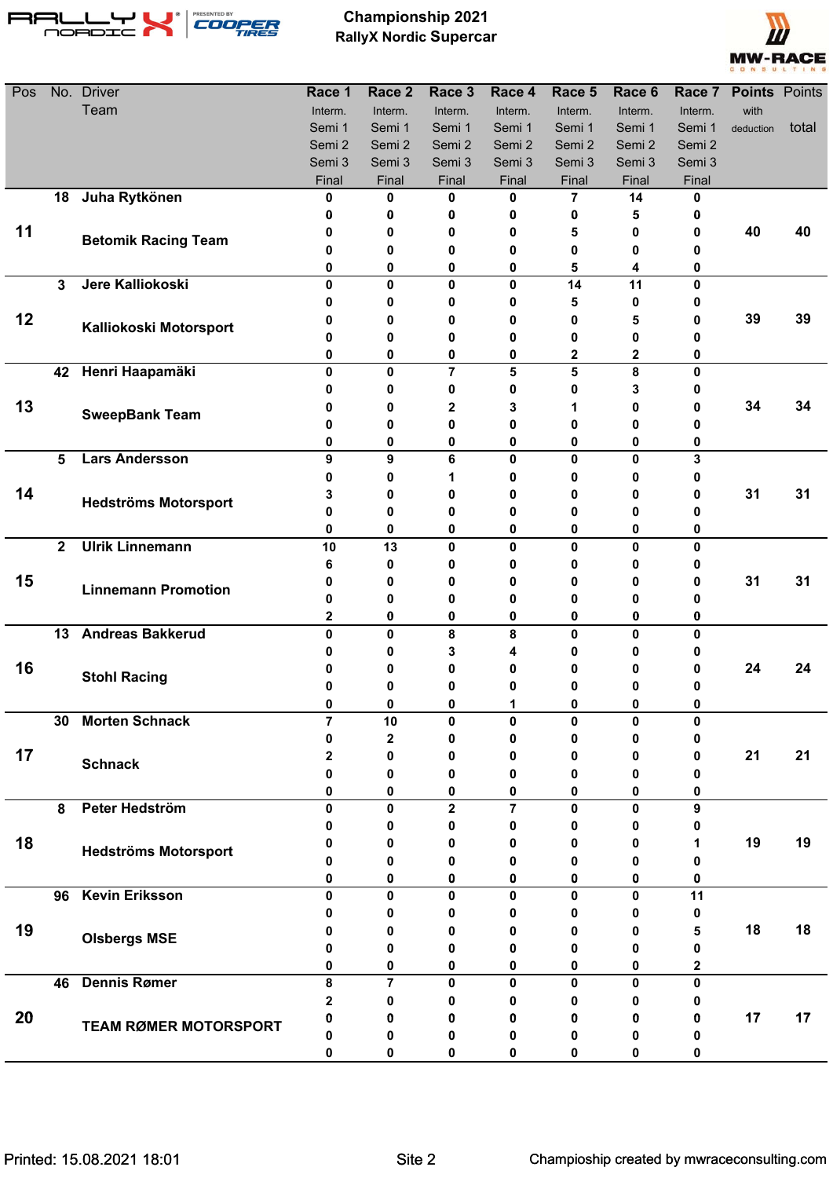# Championship 2021

## RallyX Nordic Supercar

| Pos | No. | Driver / Team | | Race 1 | Race 2 | Race 3 | Race 4 | Race 5 | Race 6 | Race 7 | Points with deduction | Points total |
|---|---|---|---|---|---|---|---|---|---|---|---|---|
| | | | | Interm. / Semi 1 / Semi 2 / Semi 3 / Final | Interm. / Semi 1 / Semi 2 / Semi 3 / Final | Interm. / Semi 1 / Semi 2 / Semi 3 / Final | Interm. / Semi 1 / Semi 2 / Semi 3 / Final | Interm. / Semi 1 / Semi 2 / Semi 3 / Final | Interm. / Semi 1 / Semi 2 / Semi 3 / Final | Interm. / Semi 1 / Semi 2 / Semi 3 / Final | | |
| 11 | 18 | Juha Rytkönen | Interm. | 0 | 0 | 0 | 0 | 7 | 14 | 0 | 40 | 40 |
| | | | Semi 1 | 0 | 0 | 0 | 0 | 0 | 5 | 0 | | |
| | | Betomik Racing Team | Semi 2 | 0 | 0 | 0 | 0 | 5 | 0 | 0 | | |
| | | | Semi 3 | 0 | 0 | 0 | 0 | 0 | 0 | 0 | | |
| | | | Final | 0 | 0 | 0 | 0 | 5 | 4 | 0 | | |
| 12 | 3 | Jere Kalliokoski | Interm. | 0 | 0 | 0 | 0 | 14 | 11 | 0 | 39 | 39 |
| | | | Semi 1 | 0 | 0 | 0 | 0 | 5 | 0 | 0 | | |
| | | Kalliokoski Motorsport | Semi 2 | 0 | 0 | 0 | 0 | 0 | 5 | 0 | | |
| | | | Semi 3 | 0 | 0 | 0 | 0 | 0 | 0 | 0 | | |
| | | | Final | 0 | 0 | 0 | 0 | 2 | 2 | 0 | | |
| 13 | 42 | Henri Haapamäki | Interm. | 0 | 0 | 7 | 5 | 5 | 8 | 0 | 34 | 34 |
| | | | Semi 1 | 0 | 0 | 0 | 0 | 0 | 3 | 0 | | |
| | | SweepBank Team | Semi 2 | 0 | 0 | 2 | 3 | 1 | 0 | 0 | | |
| | | | Semi 3 | 0 | 0 | 0 | 0 | 0 | 0 | 0 | | |
| | | | Final | 0 | 0 | 0 | 0 | 0 | 0 | 0 | | |
| 14 | 5 | Lars Andersson | Interm. | 9 | 9 | 6 | 0 | 0 | 0 | 3 | 31 | 31 |
| | | | Semi 1 | 0 | 0 | 1 | 0 | 0 | 0 | 0 | | |
| | | Hedströms Motorsport | Semi 2 | 3 | 0 | 0 | 0 | 0 | 0 | 0 | | |
| | | | Semi 3 | 0 | 0 | 0 | 0 | 0 | 0 | 0 | | |
| | | | Final | 0 | 0 | 0 | 0 | 0 | 0 | 0 | | |
| 15 | 2 | Ulrik Linnemann | Interm. | 10 | 13 | 0 | 0 | 0 | 0 | 0 | 31 | 31 |
| | | | Semi 1 | 6 | 0 | 0 | 0 | 0 | 0 | 0 | | |
| | | Linnemann Promotion | Semi 2 | 0 | 0 | 0 | 0 | 0 | 0 | 0 | | |
| | | | Semi 3 | 0 | 0 | 0 | 0 | 0 | 0 | 0 | | |
| | | | Final | 2 | 0 | 0 | 0 | 0 | 0 | 0 | | |
| 16 | 13 | Andreas Bakkerud | Interm. | 0 | 0 | 8 | 8 | 0 | 0 | 0 | 24 | 24 |
| | | | Semi 1 | 0 | 0 | 3 | 4 | 0 | 0 | 0 | | |
| | | Stohl Racing | Semi 2 | 0 | 0 | 0 | 0 | 0 | 0 | 0 | | |
| | | | Semi 3 | 0 | 0 | 0 | 0 | 0 | 0 | 0 | | |
| | | | Final | 0 | 0 | 0 | 1 | 0 | 0 | 0 | | |
| 17 | 30 | Morten Schnack | Interm. | 7 | 10 | 0 | 0 | 0 | 0 | 0 | 21 | 21 |
| | | | Semi 1 | 0 | 2 | 0 | 0 | 0 | 0 | 0 | | |
| | | Schnack | Semi 2 | 2 | 0 | 0 | 0 | 0 | 0 | 0 | | |
| | | | Semi 3 | 0 | 0 | 0 | 0 | 0 | 0 | 0 | | |
| | | | Final | 0 | 0 | 0 | 0 | 0 | 0 | 0 | | |
| 18 | 8 | Peter Hedström | Interm. | 0 | 0 | 2 | 7 | 0 | 0 | 9 | 19 | 19 |
| | | | Semi 1 | 0 | 0 | 0 | 0 | 0 | 0 | 0 | | |
| | | Hedströms Motorsport | Semi 2 | 0 | 0 | 0 | 0 | 0 | 0 | 1 | | |
| | | | Semi 3 | 0 | 0 | 0 | 0 | 0 | 0 | 0 | | |
| | | | Final | 0 | 0 | 0 | 0 | 0 | 0 | 0 | | |
| 19 | 96 | Kevin Eriksson | Interm. | 0 | 0 | 0 | 0 | 0 | 0 | 11 | 18 | 18 |
| | | | Semi 1 | 0 | 0 | 0 | 0 | 0 | 0 | 0 | | |
| | | Olsbergs MSE | Semi 2 | 0 | 0 | 0 | 0 | 0 | 0 | 5 | | |
| | | | Semi 3 | 0 | 0 | 0 | 0 | 0 | 0 | 0 | | |
| | | | Final | 0 | 0 | 0 | 0 | 0 | 0 | 2 | | |
| 20 | 46 | Dennis Rømer | Interm. | 8 | 7 | 0 | 0 | 0 | 0 | 0 | 17 | 17 |
| | | | Semi 1 | 2 | 0 | 0 | 0 | 0 | 0 | 0 | | |
| | | TEAM RØMER MOTORSPORT | Semi 2 | 0 | 0 | 0 | 0 | 0 | 0 | 0 | | |
| | | | Semi 3 | 0 | 0 | 0 | 0 | 0 | 0 | 0 | | |
| | | | Final | 0 | 0 | 0 | 0 | 0 | 0 | 0 | | |

Printed: 15.08.2021 18:01

Site 2

Champioship created by mwraceconsulting.com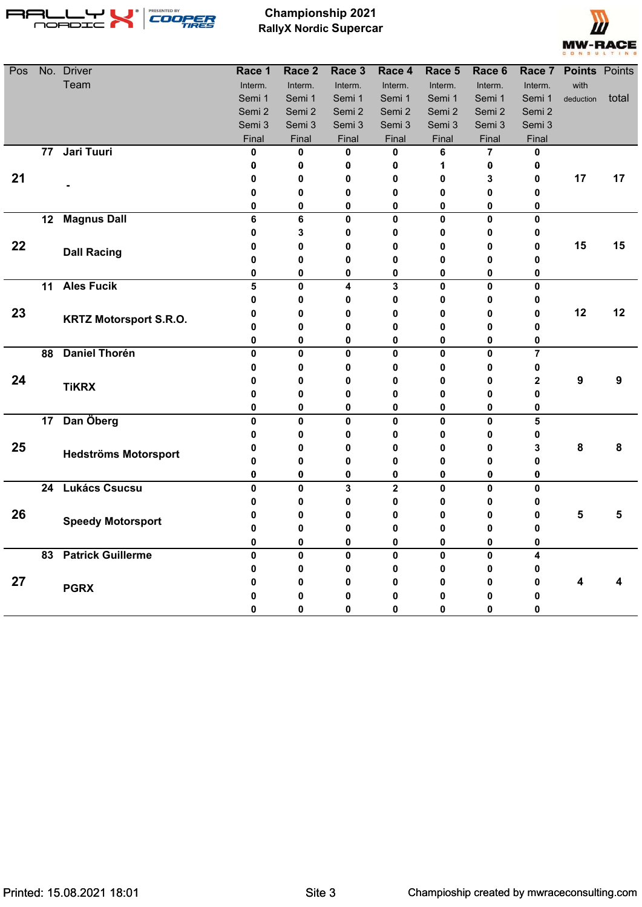**Championship 2021**
**RallyX Nordic Supercar**

| Pos | No. | Driver / Team | Race 1 | Race 2 | Race 3 | Race 4 | Race 5 | Race 6 | Race 7 | Points with deduction | Points total |
|---|---|---|---|---|---|---|---|---|---|---|---|
| | | | Interm. / Semi 1 / Semi 2 / Semi 3 / Final | Interm. / Semi 1 / Semi 2 / Semi 3 / Final | Interm. / Semi 1 / Semi 2 / Semi 3 / Final | Interm. / Semi 1 / Semi 2 / Semi 3 / Final | Interm. / Semi 1 / Semi 2 / Semi 3 / Final | Interm. / Semi 1 / Semi 2 / Semi 3 / Final | Interm. / Semi 1 / Semi 2 / Semi 3 / Final | | |
| 21 | 77 | **Jari Tuuri** | 0 | 0 | 0 | 0 | 6 | 7 | 0 | 17 | 17 |
| | | | 0 | 0 | 0 | 0 | 1 | 0 | 0 | | |
| | | - | 0 | 0 | 0 | 0 | 0 | 3 | 0 | | |
| | | | 0 | 0 | 0 | 0 | 0 | 0 | 0 | | |
| | | | 0 | 0 | 0 | 0 | 0 | 0 | 0 | | |
| 22 | 12 | **Magnus Dall** | 6 | 6 | 0 | 0 | 0 | 0 | 0 | 15 | 15 |
| | | | 0 | 3 | 0 | 0 | 0 | 0 | 0 | | |
| | | Dall Racing | 0 | 0 | 0 | 0 | 0 | 0 | 0 | | |
| | | | 0 | 0 | 0 | 0 | 0 | 0 | 0 | | |
| | | | 0 | 0 | 0 | 0 | 0 | 0 | 0 | | |
| 23 | 11 | **Ales Fucik** | 5 | 0 | 4 | 3 | 0 | 0 | 0 | 12 | 12 |
| | | | 0 | 0 | 0 | 0 | 0 | 0 | 0 | | |
| | | KRTZ Motorsport S.R.O. | 0 | 0 | 0 | 0 | 0 | 0 | 0 | | |
| | | | 0 | 0 | 0 | 0 | 0 | 0 | 0 | | |
| | | | 0 | 0 | 0 | 0 | 0 | 0 | 0 | | |
| 24 | 88 | **Daniel Thorén** | 0 | 0 | 0 | 0 | 0 | 0 | 7 | 9 | 9 |
| | | | 0 | 0 | 0 | 0 | 0 | 0 | 0 | | |
| | | TiKRX | 0 | 0 | 0 | 0 | 0 | 0 | 2 | | |
| | | | 0 | 0 | 0 | 0 | 0 | 0 | 0 | | |
| | | | 0 | 0 | 0 | 0 | 0 | 0 | 0 | | |
| 25 | 17 | **Dan Öberg** | 0 | 0 | 0 | 0 | 0 | 0 | 5 | 8 | 8 |
| | | | 0 | 0 | 0 | 0 | 0 | 0 | 0 | | |
| | | Hedströms Motorsport | 0 | 0 | 0 | 0 | 0 | 0 | 3 | | |
| | | | 0 | 0 | 0 | 0 | 0 | 0 | 0 | | |
| | | | 0 | 0 | 0 | 0 | 0 | 0 | 0 | | |
| 26 | 24 | **Lukács Csucsu** | 0 | 0 | 3 | 2 | 0 | 0 | 0 | 5 | 5 |
| | | | 0 | 0 | 0 | 0 | 0 | 0 | 0 | | |
| | | Speedy Motorsport | 0 | 0 | 0 | 0 | 0 | 0 | 0 | | |
| | | | 0 | 0 | 0 | 0 | 0 | 0 | 0 | | |
| | | | 0 | 0 | 0 | 0 | 0 | 0 | 0 | | |
| 27 | 83 | **Patrick Guillerme** | 0 | 0 | 0 | 0 | 0 | 0 | 4 | 4 | 4 |
| | | | 0 | 0 | 0 | 0 | 0 | 0 | 0 | | |
| | | PGRX | 0 | 0 | 0 | 0 | 0 | 0 | 0 | | |
| | | | 0 | 0 | 0 | 0 | 0 | 0 | 0 | | |
| | | | 0 | 0 | 0 | 0 | 0 | 0 | 0 | | |

Printed: 15.08.2021 18:01

Champioship created by mwraceconsulting.com